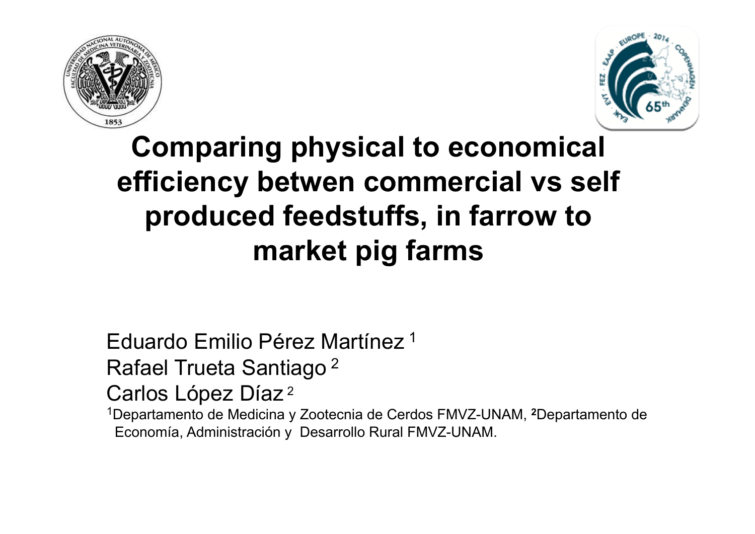# Comparing physical to economical efficiency betwen commercial vs self produced feedstuffs, in farrow to market pig farms

Eduardo Emilio Pérez Martínez [1]
Rafael Trueta Santiago [2]
Carlos López Díaz [2]

[1]Departamento de Medicina y Zootecnia de Cerdos FMVZ-UNAM, [2]Departamento de Economía, Administración y Desarrollo Rural FMVZ-UNAM.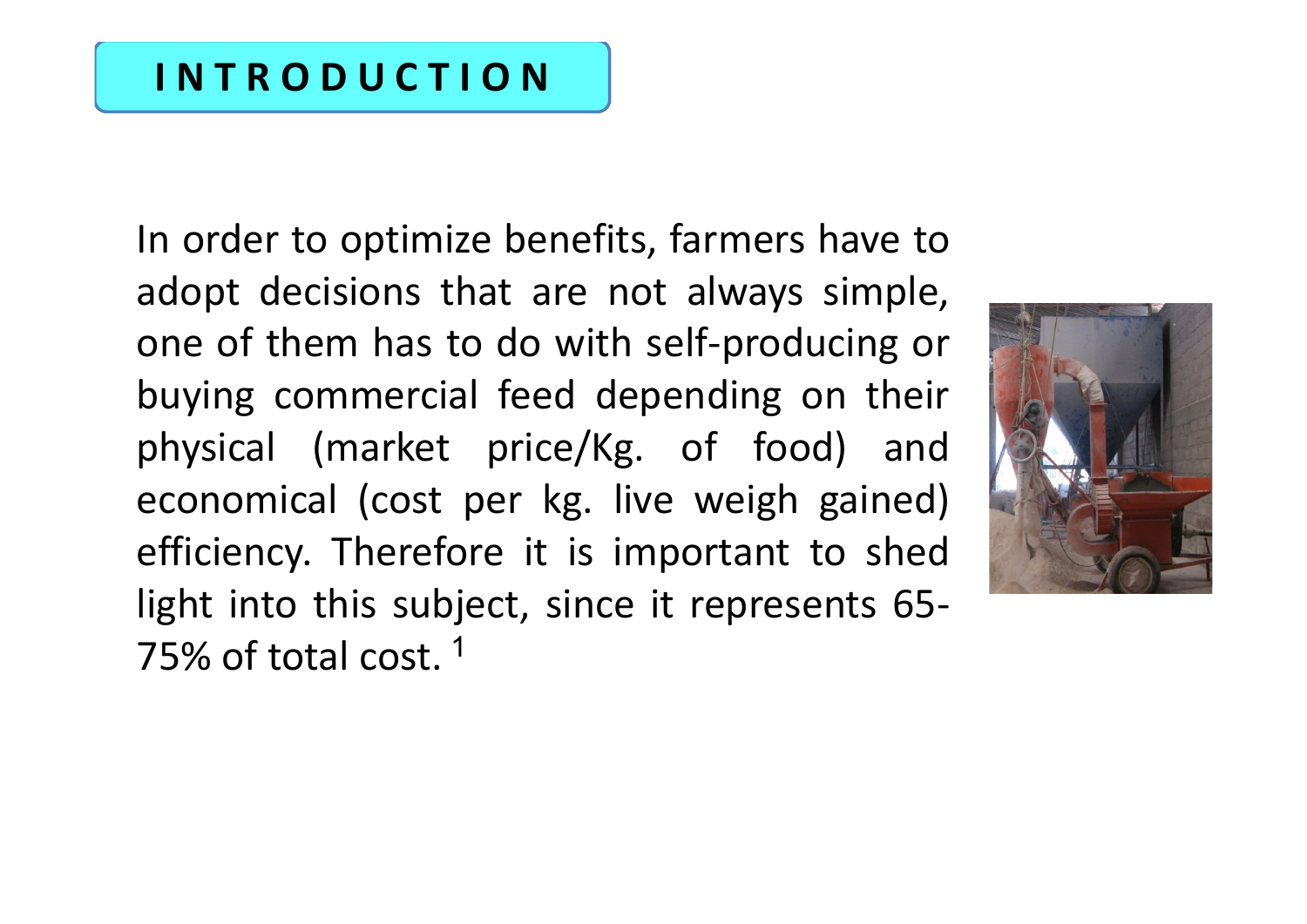# INTRODUCTION

In order to optimize benefits, farmers have to adopt decisions that are not always simple, one of them has to do with self-producing or buying commercial feed depending on their physical (market price/Kg. of food) and economical (cost per kg. live weigh gained) efficiency. Therefore it is important to shed light into this subject, since it represents 65-75% of total cost. [1]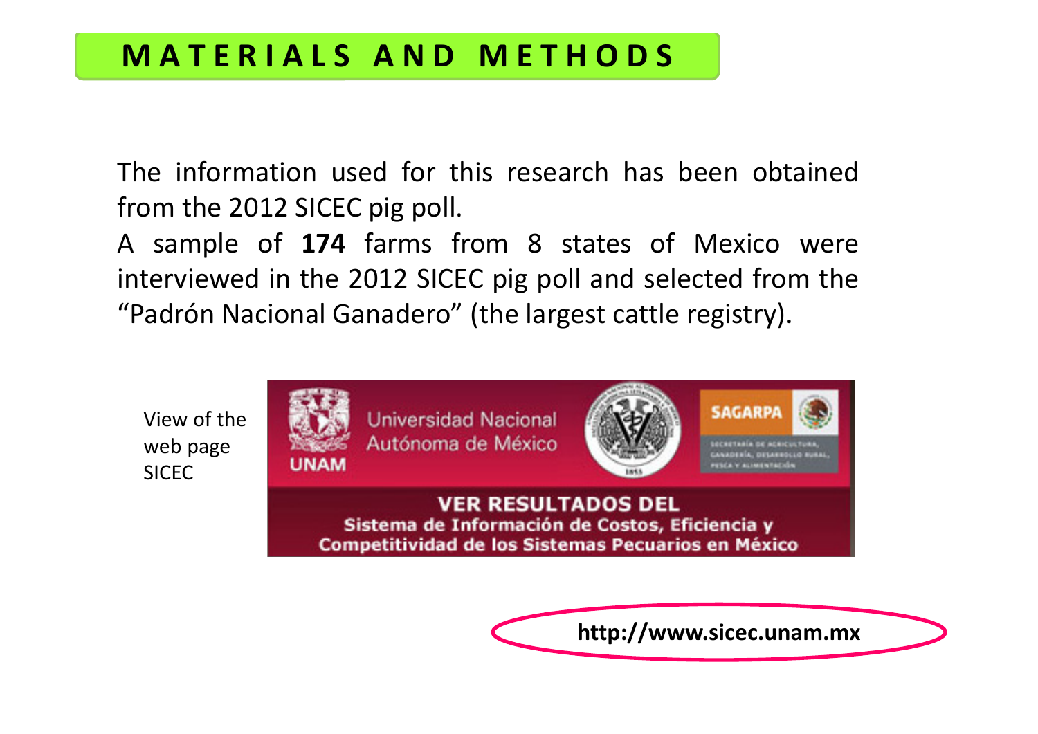# MATERIALS AND METHODS

The information used for this research has been obtained from the 2012 SICEC pig poll.

A sample of **174** farms from 8 states of Mexico were interviewed in the 2012 SICEC pig poll and selected from the "Padrón Nacional Ganadero" (the largest cattle registry).

View of the web page SICEC

Universidad Nacional Autónoma de México

UNAM

SAGARPA

SECRETARÍA DE AGRICULTURA, GANADERÍA, DESARROLLO RURAL, PESCA Y ALIMENTACIÓN

**VER RESULTADOS DEL**

**Sistema de Información de Costos, Eficiencia y Competitividad de los Sistemas Pecuarios en México**

**http://www.sicec.unam.mx**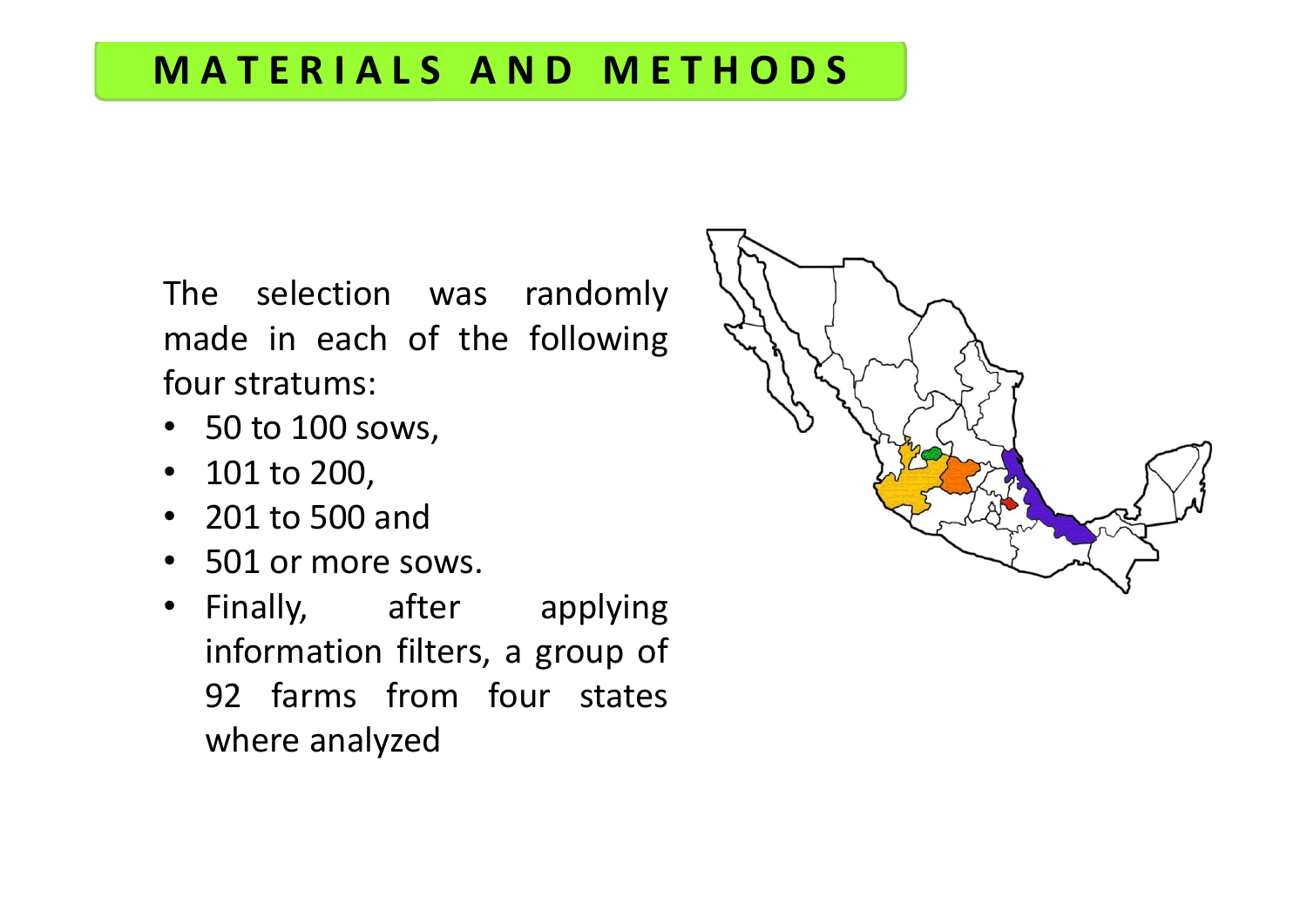# MATERIALS AND METHODS

The selection was randomly made in each of the following four stratums:

- 50 to 100 sows,
- 101 to 200,
- 201 to 500 and
- 501 or more sows.
- Finally, after applying information filters, a group of 92 farms from four states where analyzed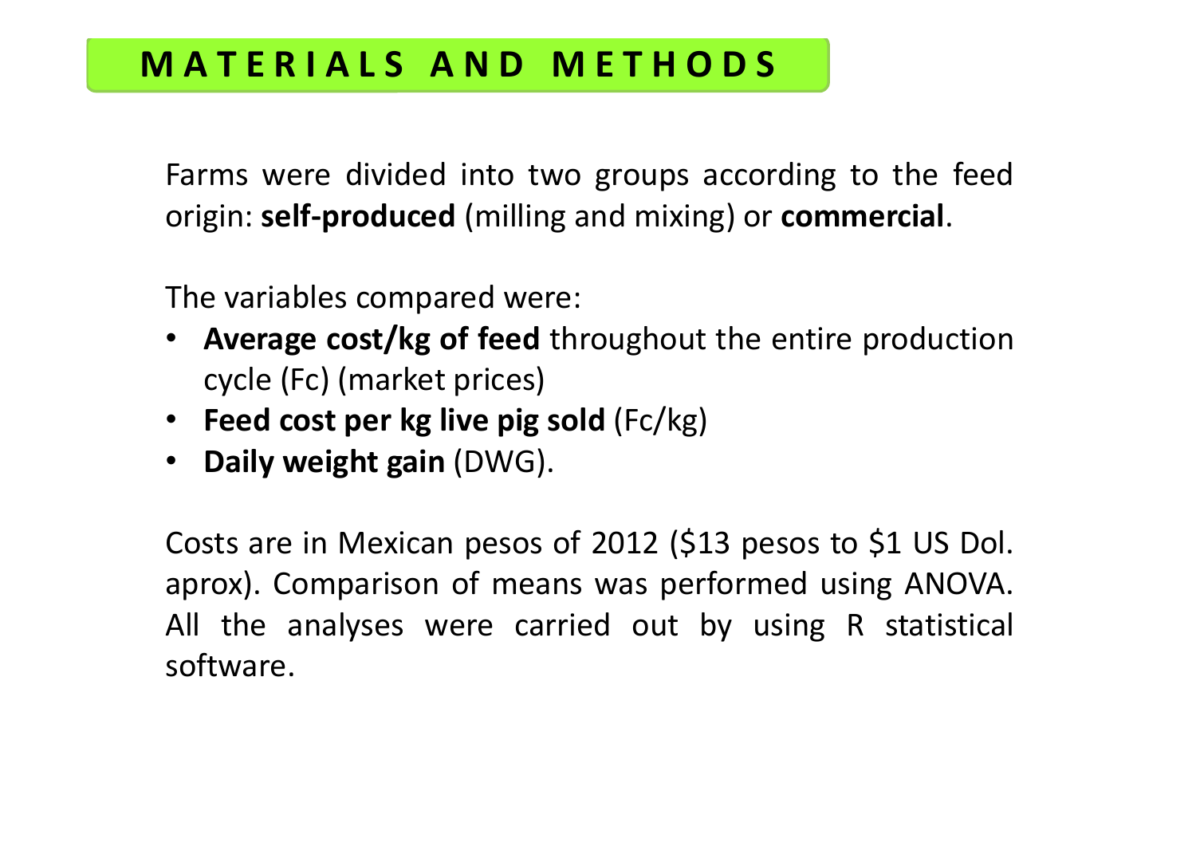# MATERIALS AND METHODS

Farms were divided into two groups according to the feed origin: **self-produced** (milling and mixing) or **commercial**.

The variables compared were:

- **Average cost/kg of feed** throughout the entire production cycle (Fc) (market prices)
- **Feed cost per kg live pig sold** (Fc/kg)
- **Daily weight gain** (DWG).

Costs are in Mexican pesos of 2012 ($13 pesos to $1 US Dol. aprox). Comparison of means was performed using ANOVA. All the analyses were carried out by using R statistical software.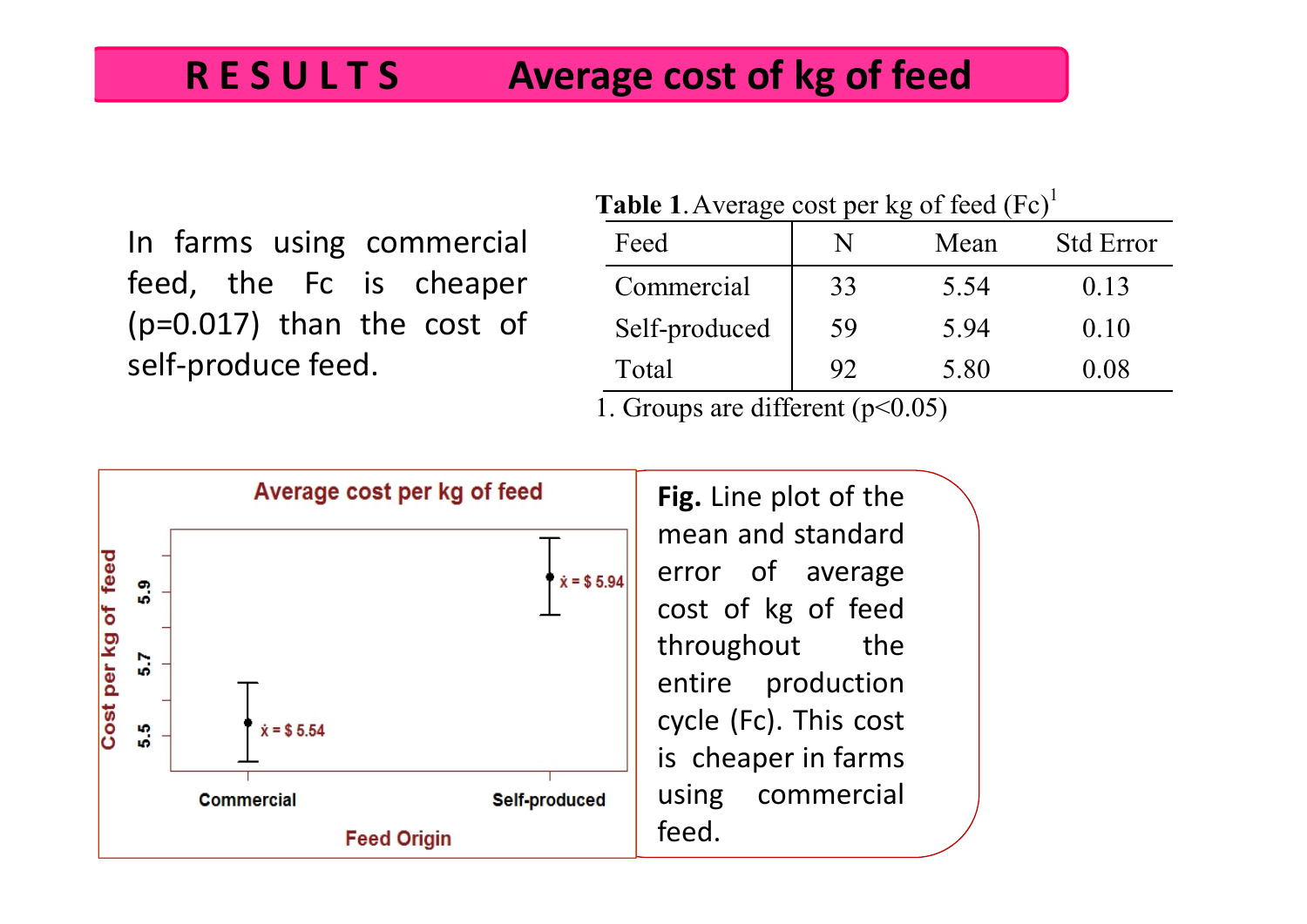# RESULTS — Average cost of kg of feed

In farms using commercial feed, the Fc is cheaper ($p=0.017$) than the cost of self-produce feed.

**Table 1.** Average cost per kg of feed (Fc)[1]

| Feed | N | Mean | Std Error |
|---|---|---|---|
| Commercial | 33 | 5.54 | 0.13 |
| Self-produced | 59 | 5.94 | 0.10 |
| Total | 92 | 5.80 | 0.08 |

1. Groups are different ($p<0.05$)

**Fig.** Line plot of the mean and standard error of average cost of kg of feed throughout the entire production cycle (Fc). This cost is cheaper in farms using commercial feed.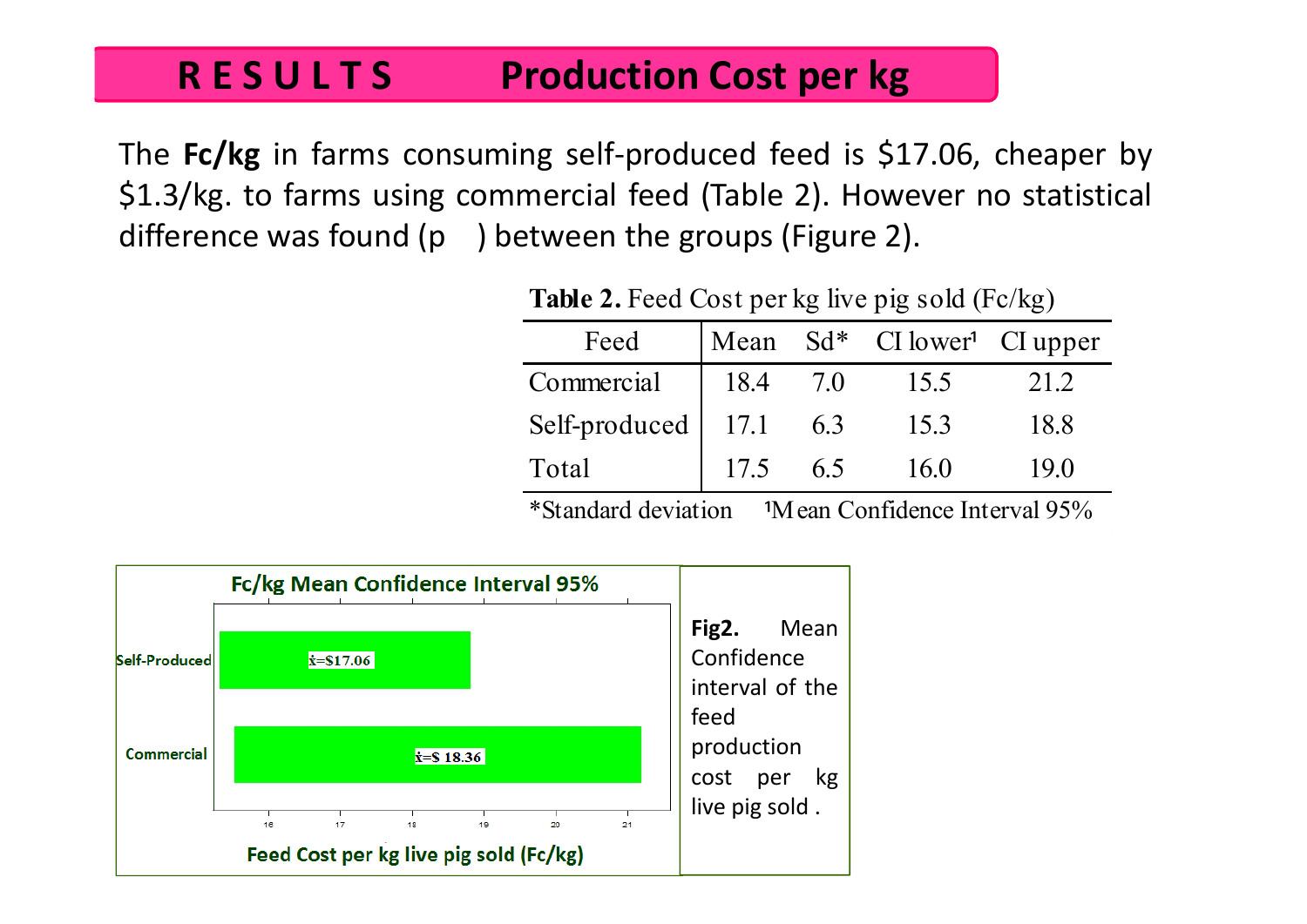# RESULTS Production Cost per kg

The **Fc/kg** in farms consuming self-produced feed is $17.06, cheaper by $1.3/kg. to farms using commercial feed (Table 2). However no statistical difference was found (p ) between the groups (Figure 2).

**Table 2.** Feed Cost per kg live pig sold (Fc/kg)

| Feed | Mean | Sd* | CI lower[1] | CI upper |
|---|---|---|---|---|
| Commercial | 18.4 | 7.0 | 15.5 | 21.2 |
| Self-produced | 17.1 | 6.3 | 15.3 | 18.8 |
| Total | 17.5 | 6.5 | 16.0 | 19.0 |

*Standard deviation [1]Mean Confidence Interval 95%

**Fc/kg Mean Confidence Interval 95%**

Self-Produced: $\bar{x}$=$17.06

Commercial: $\bar{x}$=$ 18.36

Feed Cost per kg live pig sold (Fc/kg)

**Fig2.** Mean Confidence interval of the feed production cost per kg live pig sold .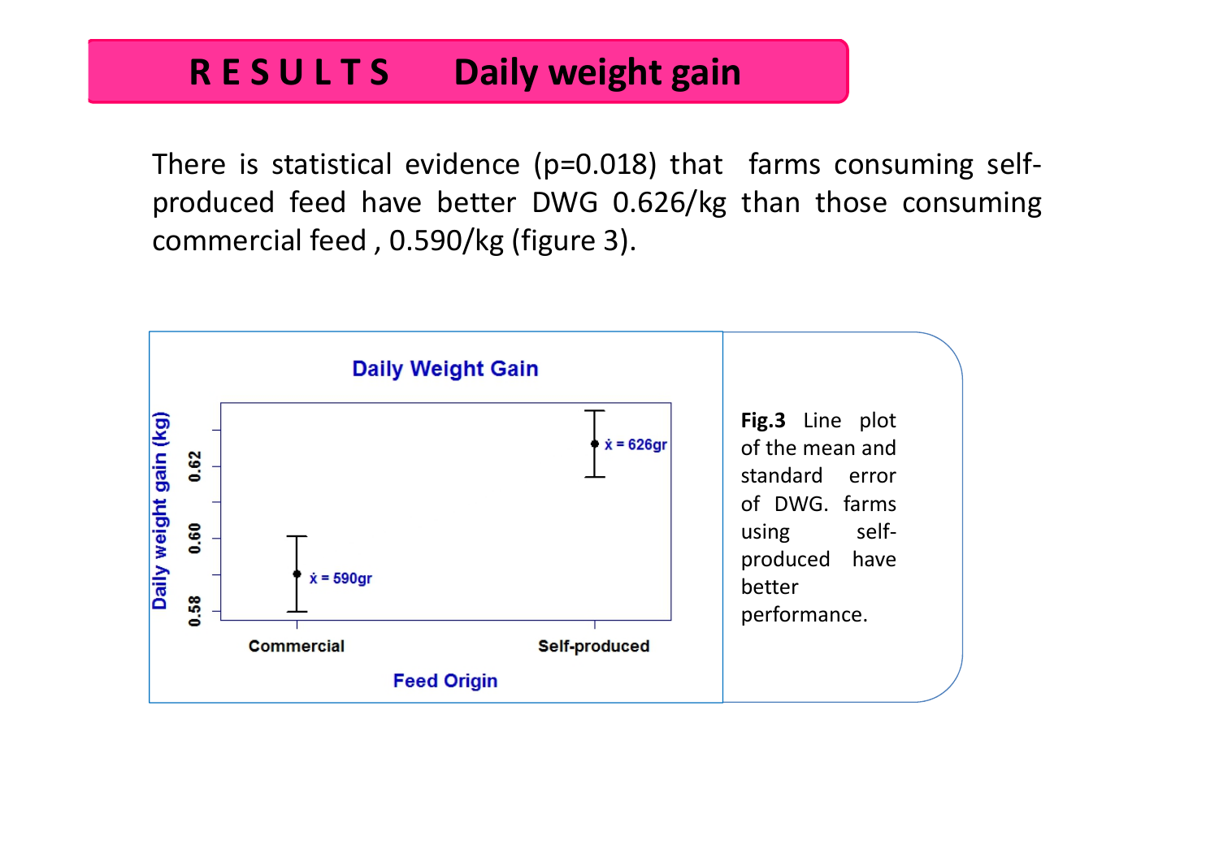# RESULTS Daily weight gain

There is statistical evidence ($p=0.018$) that farms consuming self-produced feed have better DWG 0.626/kg than those consuming commercial feed , 0.590/kg (figure 3).

**Fig.3** Line plot of the mean and standard error of DWG. farms using self-produced have better performance.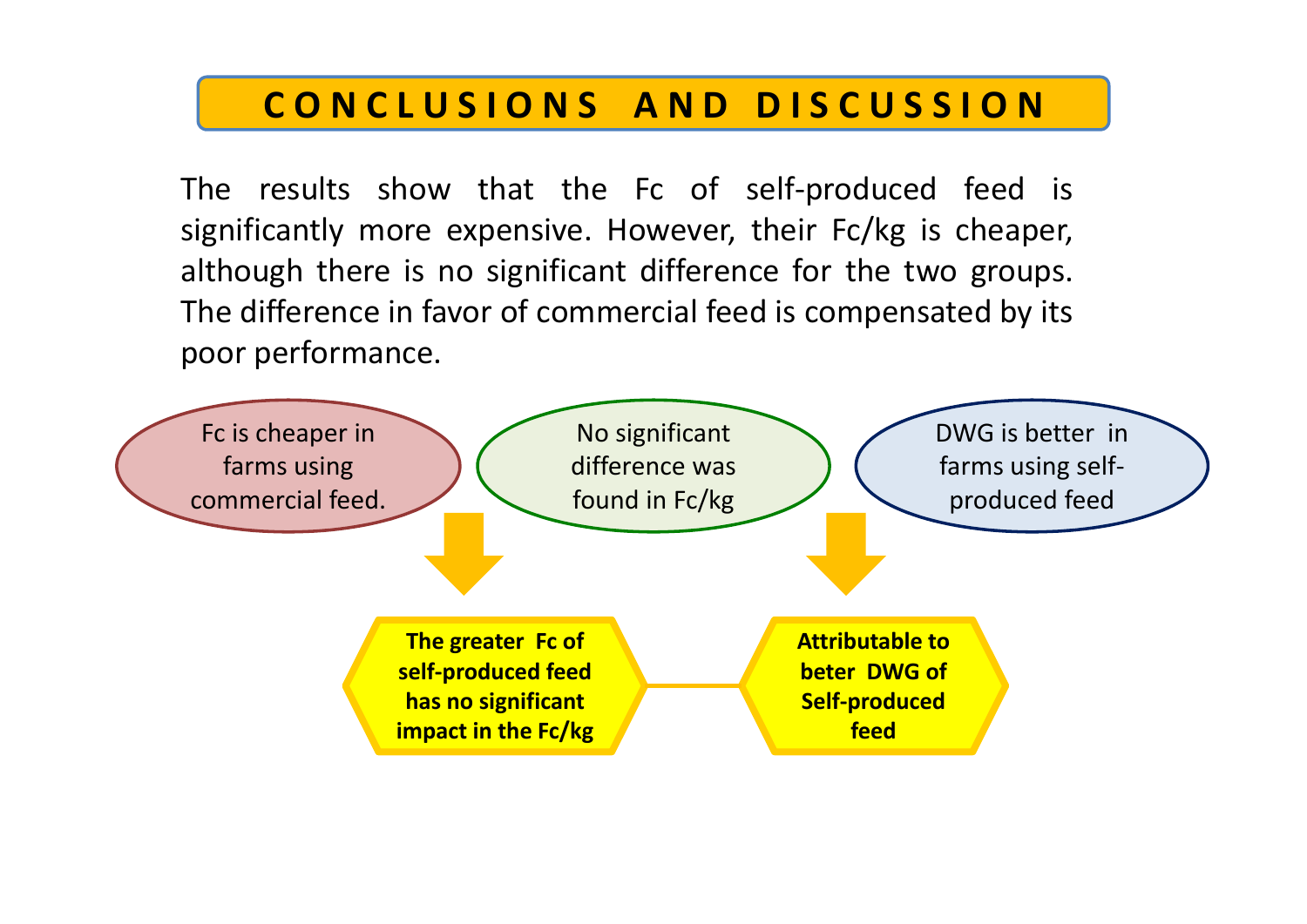# CONCLUSIONS AND DISCUSSION

The results show that the Fc of self-produced feed is significantly more expensive. However, their Fc/kg is cheaper, although there is no significant difference for the two groups. The difference in favor of commercial feed is compensated by its poor performance.

Fc is cheaper in farms using commercial feed.

No significant difference was found in Fc/kg

DWG is better in farms using self-produced feed

**The greater Fc of self-produced feed has no significant impact in the Fc/kg**

**Attributable to beter DWG of Self-produced feed**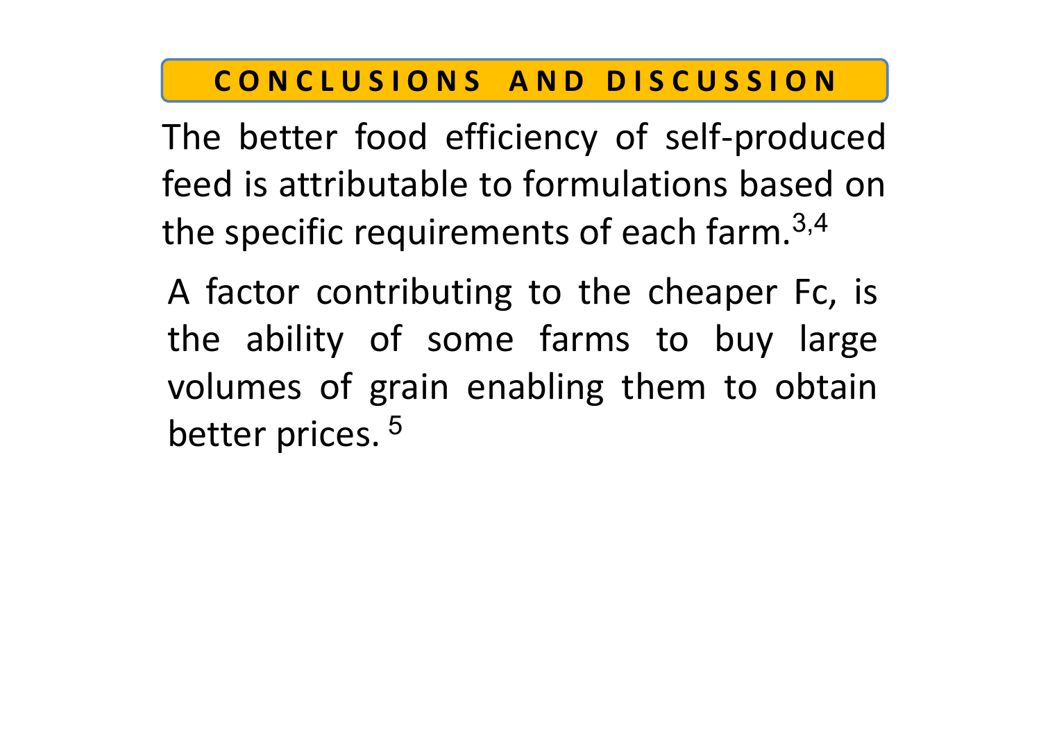## CONCLUSIONS AND DISCUSSION

The better food efficiency of self-produced feed is attributable to formulations based on the specific requirements of each farm.[3,4]

A factor contributing to the cheaper Fc, is the ability of some farms to buy large volumes of grain enabling them to obtain better prices. [5]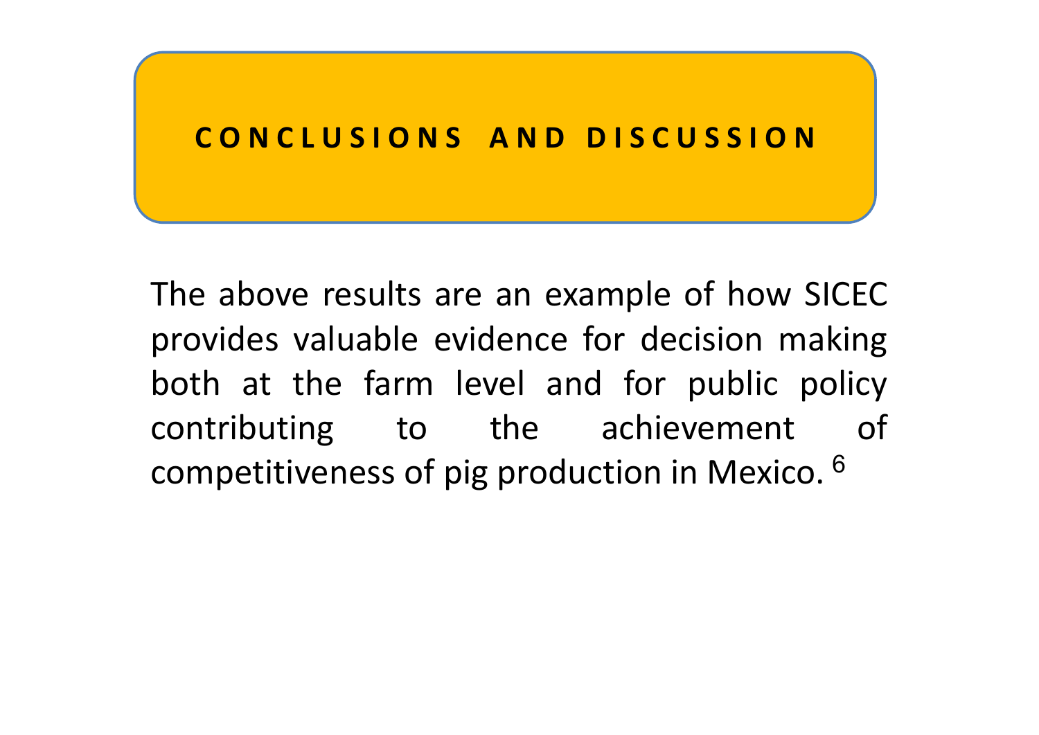# CONCLUSIONS AND DISCUSSION

The above results are an example of how SICEC provides valuable evidence for decision making both at the farm level and for public policy contributing to the achievement of competitiveness of pig production in Mexico. [6]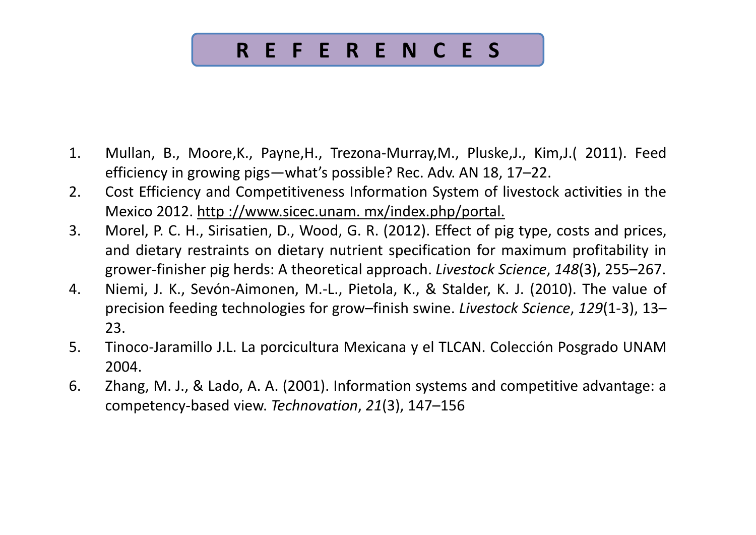# REFERENCES

1. Mullan, B., Moore,K., Payne,H., Trezona-Murray,M., Pluske,J., Kim,J.( 2011). Feed efficiency in growing pigs—what's possible? Rec. Adv. AN 18, 17–22.
2. Cost Efficiency and Competitiveness Information System of livestock activities in the Mexico 2012. http ://www.sicec.unam. mx/index.php/portal.
3. Morel, P. C. H., Sirisatien, D., Wood, G. R. (2012). Effect of pig type, costs and prices, and dietary restraints on dietary nutrient specification for maximum profitability in grower-finisher pig herds: A theoretical approach. *Livestock Science*, *148*(3), 255–267.
4. Niemi, J. K., Sevón-Aimonen, M.-L., Pietola, K., & Stalder, K. J. (2010). The value of precision feeding technologies for grow–finish swine. *Livestock Science*, *129*(1-3), 13–23.
5. Tinoco-Jaramillo J.L. La porcicultura Mexicana y el TLCAN. Colección Posgrado UNAM 2004.
6. Zhang, M. J., & Lado, A. A. (2001). Information systems and competitive advantage: a competency-based view. *Technovation*, *21*(3), 147–156